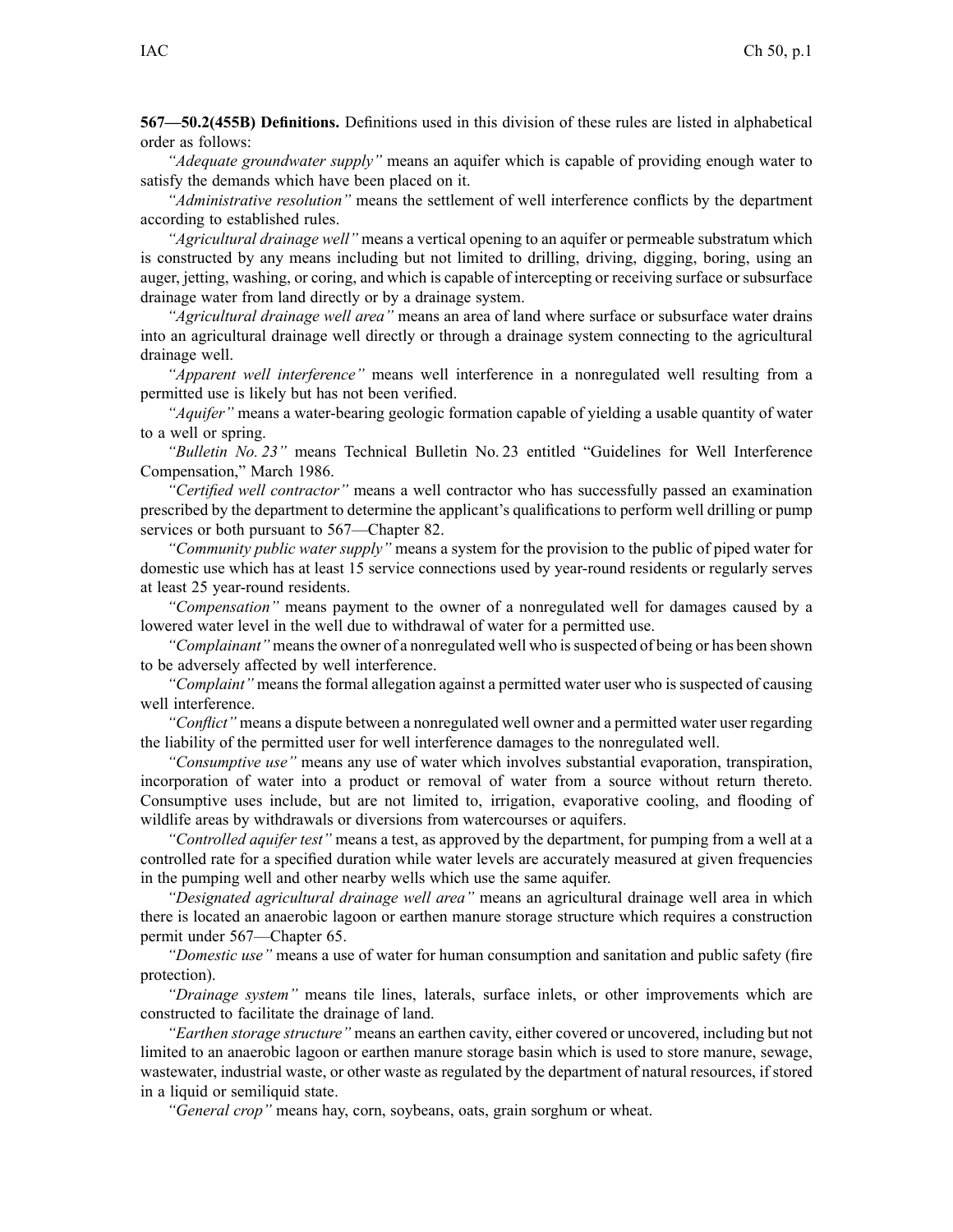**567—50.2(455B) Definitions.** Definitions used in this division of these rules are listed in alphabetical order as follows:

*"Adequate groundwater supply"* means an aquifer which is capable of providing enough water to satisfy the demands which have been placed on it.

*"Administrative resolution"* means the settlement of well interference conflicts by the department according to established rules.

*"Agricultural drainage well"* means a vertical opening to an aquifer or permeable substratum which is constructed by any means including but not limited to drilling, driving, digging, boring, using an auger, jetting, washing, or coring, and which is capable of intercepting or receiving surface or subsurface drainage water from land directly or by a drainage system.

*"Agricultural drainage well area"* means an area of land where surface or subsurface water drains into an agricultural drainage well directly or through a drainage system connecting to the agricultural drainage well.

*"Apparent well interference"* means well interference in a nonregulated well resulting from a permitted use is likely but has not been verified.

*"Aquifer"* means a water-bearing geologic formation capable of yielding a usable quantity of water to a well or spring.

*"Bulletin No. 23"* means Technical Bulletin No. 23 entitled "Guidelines for Well Interference Compensation," March 1986.

*"Certified well contractor"* means a well contractor who has successfully passed an examination prescribed by the department to determine the applicant's qualifications to perform well drilling or pump services or both pursuant to 567—Chapter 82.

*"Community public water supply"* means a system for the provision to the public of piped water for domestic use which has at least 15 service connections used by year-round residents or regularly serves at least 25 year-round residents.

*"Compensation"* means payment to the owner of a nonregulated well for damages caused by a lowered water level in the well due to withdrawal of water for a permitted use.

*"Complainant"* means the owner of a nonregulated well who is suspected of being or has been shown to be adversely affected by well interference.

*"Complaint"* means the formal allegation against a permitted water user who is suspected of causing well interference.

*"Conflict"* means a dispute between a nonregulated well owner and a permitted water user regarding the liability of the permitted user for well interference damages to the nonregulated well.

*"Consumptive use"* means any use of water which involves substantial evaporation, transpiration, incorporation of water into a product or removal of water from a source without return thereto. Consumptive uses include, but are not limited to, irrigation, evaporative cooling, and flooding of wildlife areas by withdrawals or diversions from watercourses or aquifers.

*"Controlled aquifer test"* means a test, as approved by the department, for pumping from a well at a controlled rate for a specified duration while water levels are accurately measured at given frequencies in the pumping well and other nearby wells which use the same aquifer.

*"Designated agricultural drainage well area"* means an agricultural drainage well area in which there is located an anaerobic lagoon or earthen manure storage structure which requires a construction permit under 567—Chapter 65.

*"Domestic use"* means a use of water for human consumption and sanitation and public safety (fire protection).

*"Drainage system"* means tile lines, laterals, surface inlets, or other improvements which are constructed to facilitate the drainage of land.

*"Earthen storage structure"* means an earthen cavity, either covered or uncovered, including but not limited to an anaerobic lagoon or earthen manure storage basin which is used to store manure, sewage, wastewater, industrial waste, or other waste as regulated by the department of natural resources, if stored in a liquid or semiliquid state.

*"General crop"* means hay, corn, soybeans, oats, grain sorghum or wheat.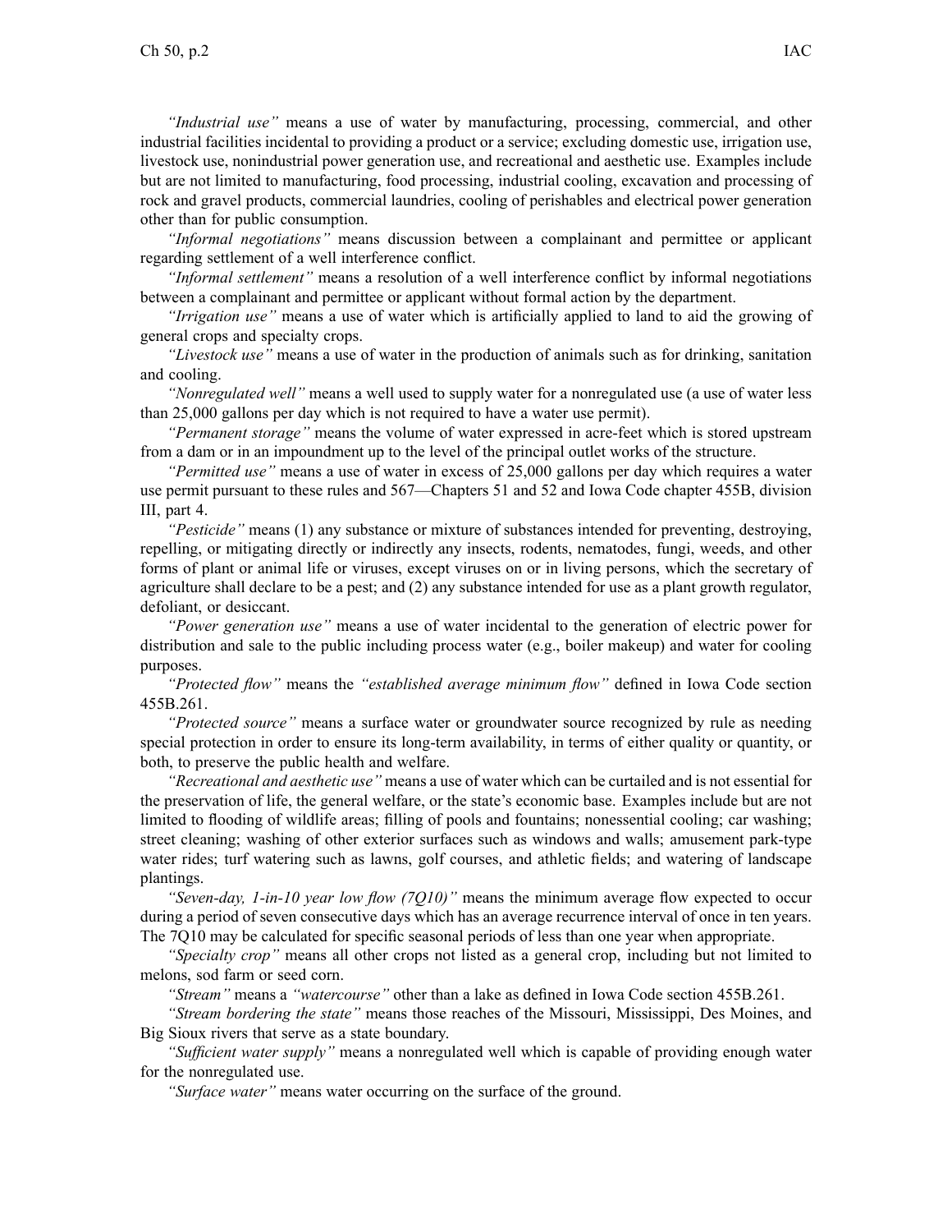*"Industrial use"* means a use of water by manufacturing, processing, commercial, and other industrial facilities incidental to providing a product or a service; excluding domestic use, irrigation use, livestock use, nonindustrial power generation use, and recreational and aesthetic use. Examples include but are not limited to manufacturing, food processing, industrial cooling, excavation and processing of rock and gravel products, commercial laundries, cooling of perishables and electrical power generation other than for public consumption.

*"Informal negotiations"* means discussion between a complainant and permittee or applicant regarding settlement of a well interference conflict.

*"Informal settlement"* means a resolution of a well interference conflict by informal negotiations between a complainant and permittee or applicant without formal action by the department.

*"Irrigation use"* means a use of water which is artificially applied to land to aid the growing of general crops and specialty crops.

*"Livestock use"* means a use of water in the production of animals such as for drinking, sanitation and cooling.

*"Nonregulated well"* means a well used to supply water for a nonregulated use (a use of water less than 25,000 gallons per day which is not required to have a water use permit).

*"Permanent storage"* means the volume of water expressed in acre-feet which is stored upstream from a dam or in an impoundment up to the level of the principal outlet works of the structure.

*"Permitted use"* means a use of water in excess of 25,000 gallons per day which requires a water use permit pursuant to these rules and 567—Chapters 51 and 52 and Iowa Code chapter 455B, division III, part 4.

*"Pesticide"* means (1) any substance or mixture of substances intended for preventing, destroying, repelling, or mitigating directly or indirectly any insects, rodents, nematodes, fungi, weeds, and other forms of plant or animal life or viruses, except viruses on or in living persons, which the secretary of agriculture shall declare to be a pest; and (2) any substance intended for use as a plant growth regulator, defoliant, or desiccant.

*"Power generation use"* means a use of water incidental to the generation of electric power for distribution and sale to the public including process water (e.g., boiler makeup) and water for cooling purposes.

*"Protected flow"* means the *"established average minimum flow"* defined in Iowa Code section 455B.261.

*"Protected source"* means a surface water or groundwater source recognized by rule as needing special protection in order to ensure its long-term availability, in terms of either quality or quantity, or both, to preserve the public health and welfare.

*"Recreational and aesthetic use"* means a use of water which can be curtailed and is not essential for the preservation of life, the general welfare, or the state's economic base. Examples include but are not limited to flooding of wildlife areas; filling of pools and fountains; nonessential cooling; car washing; street cleaning; washing of other exterior surfaces such as windows and walls; amusement park-type water rides; turf watering such as lawns, golf courses, and athletic fields; and watering of landscape plantings.

*"Seven-day, 1-in-10 year low flow (7Q10)"* means the minimum average flow expected to occur during a period of seven consecutive days which has an average recurrence interval of once in ten years. The 7Q10 may be calculated for specific seasonal periods of less than one year when appropriate.

*"Specialty crop"* means all other crops not listed as a general crop, including but not limited to melons, sod farm or seed corn.

*"Stream"* means a *"watercourse"* other than a lake as defined in Iowa Code section 455B.261.

*"Stream bordering the state"* means those reaches of the Missouri, Mississippi, Des Moines, and Big Sioux rivers that serve as a state boundary.

*"Sufficient water supply"* means a nonregulated well which is capable of providing enough water for the nonregulated use.

*"Surface water"* means water occurring on the surface of the ground.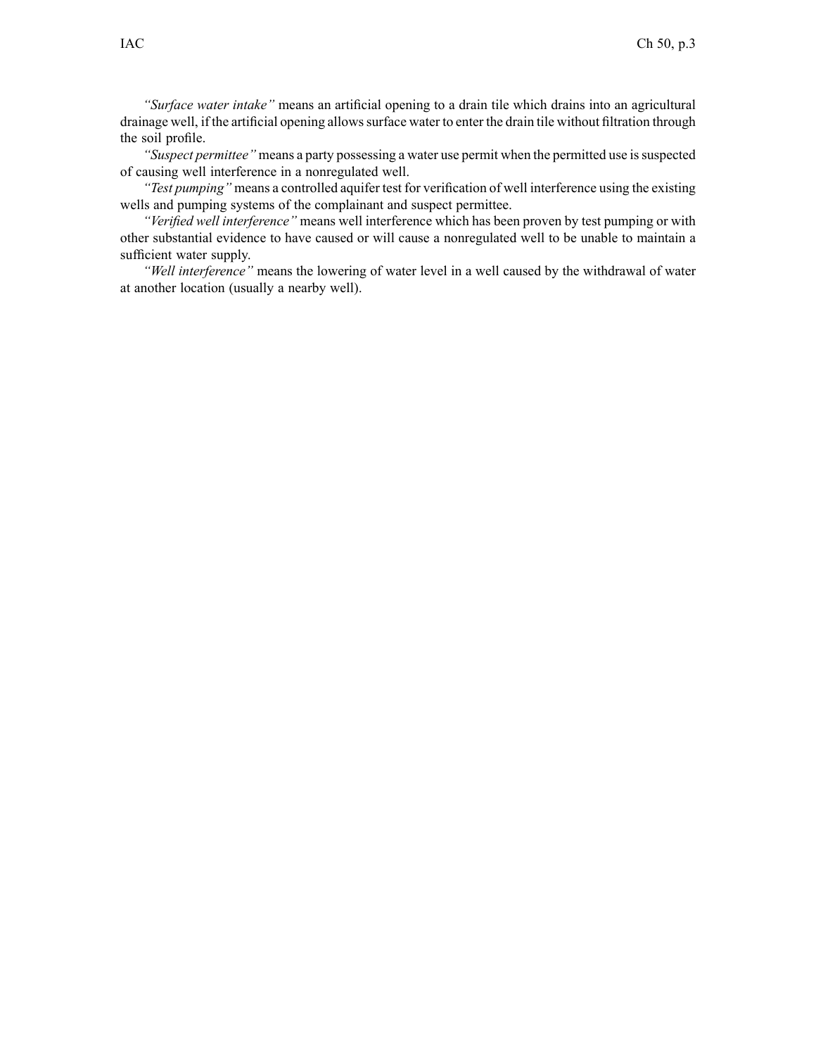*"Surface water intake"* means an artificial opening to a drain tile which drains into an agricultural drainage well, if the artificial opening allows surface water to enter the drain tile without filtration through the soil profile.

*"Suspect permittee"* means a party possessing a water use permit when the permitted use is suspected of causing well interference in a nonregulated well.

*"Test pumping"* means a controlled aquifer test for verification of well interference using the existing wells and pumping systems of the complainant and suspect permittee.

*"Verified well interference"* means well interference which has been proven by test pumping or with other substantial evidence to have caused or will cause a nonregulated well to be unable to maintain a sufficient water supply.

*"Well interference"* means the lowering of water level in a well caused by the withdrawal of water at another location (usually a nearby well).